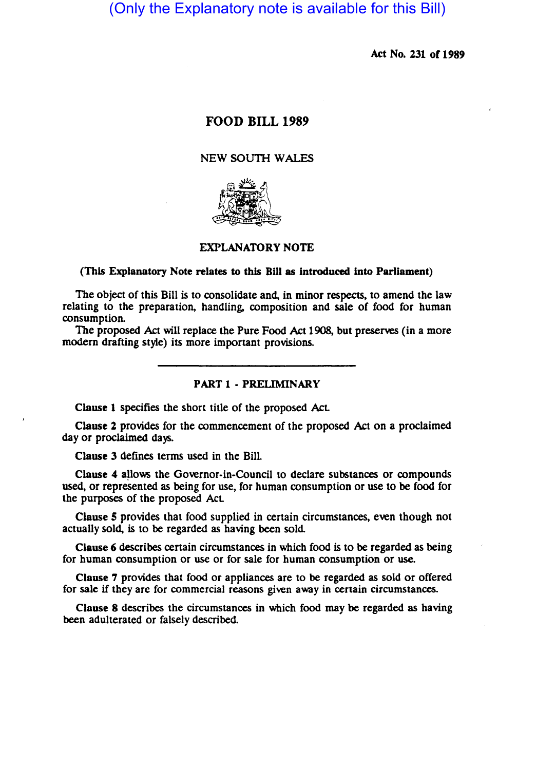(Only the Explanatory note is available for this Bill)

Act No. 231 of 1989

# FOOD BILL 1989

NEW SOUTH WALES

## EXPLANATORY NOTE

**(This Explanatory Note relates to this Bill as introduced into Parliament)**

The object of this Bill is to consolidate and, in minor respects, to amend the law relating to the preparation, handling, composition and sale of food for human consumption.

The proposed Act will replace the Pure Food Act 1908, but preserves (in a more modern drafting style) its more important provisions.

---

## PART 1 - PRELIMINARY

**Clause 1** specifies the short title of the proposed Act.

**Clause 2** provides for the commencement of the proposed Act on a proclaimed day or proclaimed days.

**Clause 3** defines terms used in the Bill.

**Clause 4** allows the Governor-in-Council to declare substances or compounds used, or represented as being for use, for human consumption or use to be food for the purposes of the proposed Act.

**Clause 5** provides that food supplied in certain circumstances, even though not actually sold, is to be regarded as having been sold.

**Clause 6** describes certain circumstances in which food is to be regarded as being for human consumption or use or for sale for human consumption or use.

**Clause 7** provides that food or appliances are to be regarded as sold or offered for sale if they are for commercial reasons given away in certain circumstances.

**Clause 8** describes the circumstances in which food may be regarded as having been adulterated or falsely described.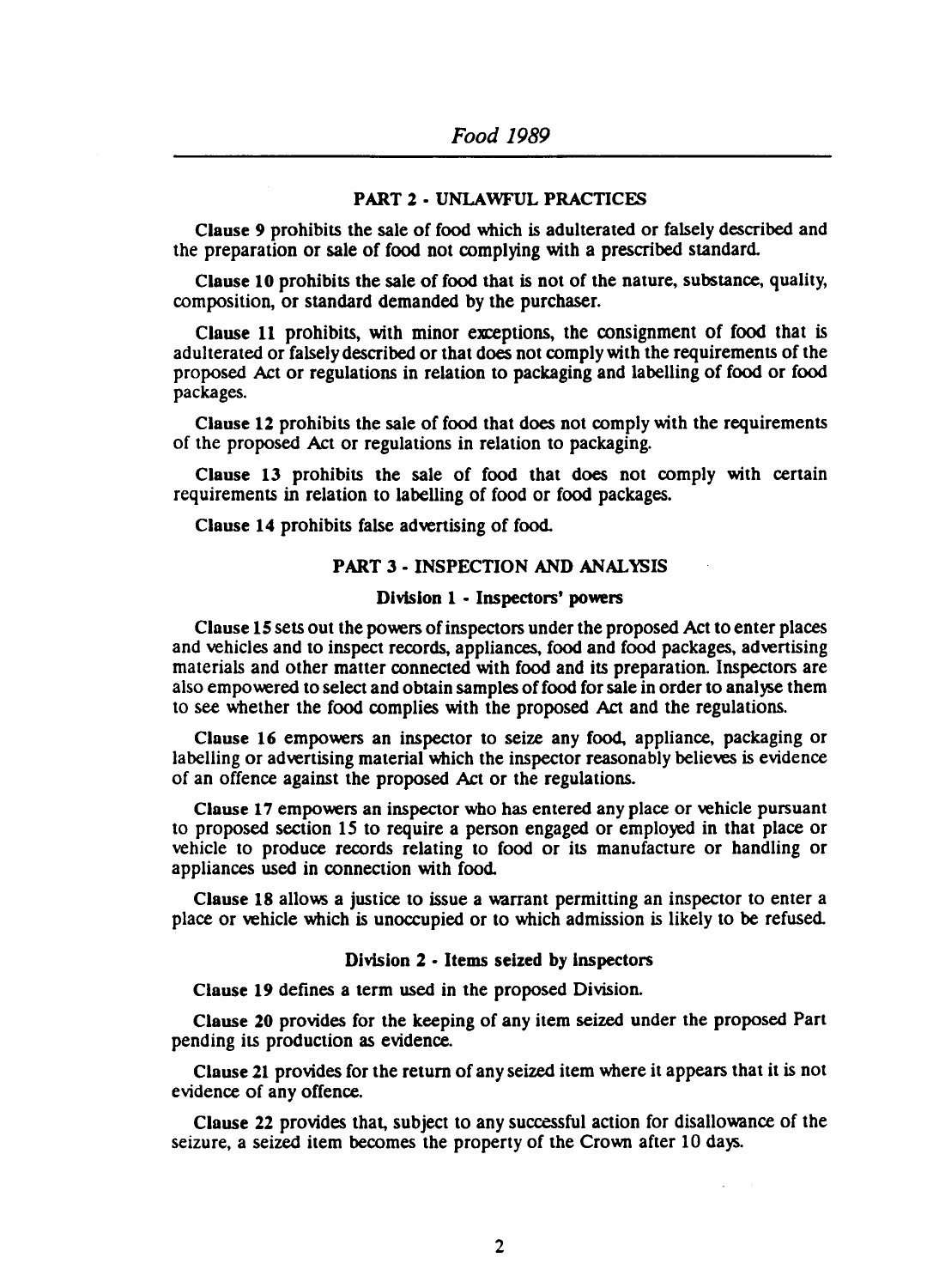## PART 2 - UNLAWFUL PRACTICES

**Clause 9** prohibits the sale of food which is adulterated or falsely described and the preparation or sale of food not complying with a prescribed standard.

**Clause 10** prohibits the sale of food that is not of the nature, substance, quality, composition, or standard demanded by the purchaser.

**Clause 11** prohibits, with minor exceptions, the consignment of food that is adulterated or falsely described or that does not comply with the requirements of the proposed Act or regulations in relation to packaging and labelling of food or food packages.

**Clause 12** prohibits the sale of food that does not comply with the requirements of the proposed Act or regulations in relation to packaging.

**Clause 13** prohibits the sale of food that does not comply with certain requirements in relation to labelling of food or food packages.

**Clause 14** prohibits false advertising of food.

## PART 3 - INSPECTION AND ANALYSIS

### Division 1 - Inspectors' powers

Clause 15 sets out the powers of inspectors under the proposed Act to enter places and vehicles and to inspect records, appliances, food and food packages, advertising materials and other matter connected with food and its preparation. Inspectors are also empowered to select and obtain samples of food for sale in order to analyse them to see whether the food complies with the proposed Act and the regulations.

Clause 16 empowers an inspector to seize any food, appliance, packaging or labelling or advertising material which the inspector reasonably believes is evidence of an offence against the proposed Act or the regulations.

Clause 17 empowers an inspector who has entered any place or vehicle pursuant to proposed section 15 to require a person engaged or employed in that place or vehicle to produce records relating to food or its manufacture or handling or appliances used in connection with food.

Clause 18 allows a justice to issue a warrant permitting an inspector to enter a place or vehicle which is unoccupied or to which admission is likely to be refused.

### Division 2 - Items seized by inspectors

Clause 19 defines a term used in the proposed Division.

Clause 20 provides for the keeping of any item seized under the proposed Part pending its production as evidence.

Clause 21 provides for the return of any seized item where it appears that it is not evidence of any offence.

Clause 22 provides that, subject to any successful action for disallowance of the seizure, a seized item becomes the property of the Crown after 10 days.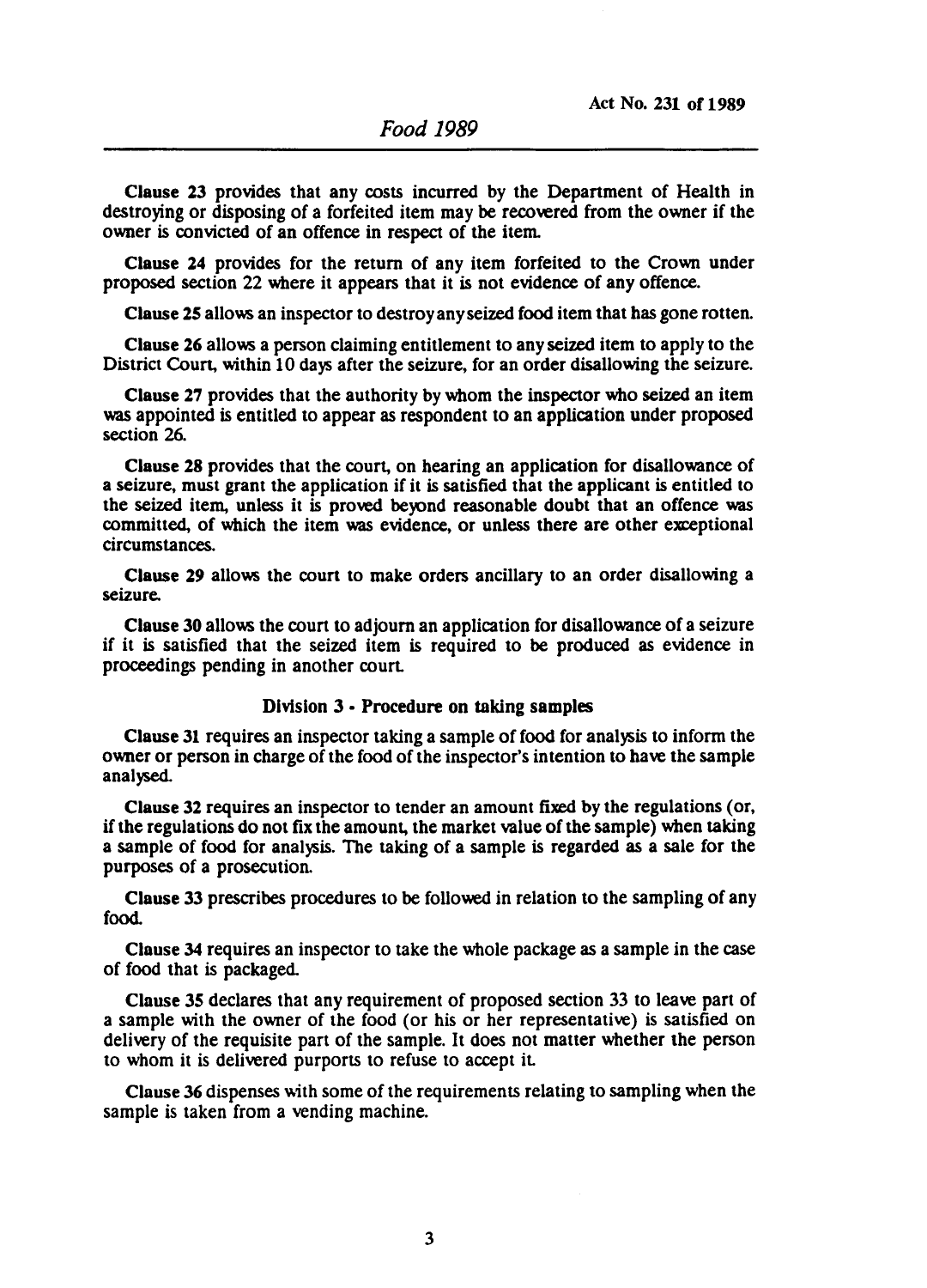**Clause 23** provides that any costs incurred by the Department of Health in destroying or disposing of a forfeited item may be recovered from the owner if the owner is convicted of an offence in respect of the item.

**Clause 24** provides for the return of any item forfeited to the Crown under proposed section 22 where it appears that it is not evidence of any offence.

**Clause 25** allows an inspector to destroy any seized food item that has gone rotten.

**Clause 26** allows a person claiming entitlement to any seized item to apply to the District Court, within 10 days after the seizure, for an order disallowing the seizure.

**Clause 27** provides that the authority by whom the inspector who seized an item was appointed is entitled to appear as respondent to an application under proposed section 26.

**Clause 28** provides that the court, on hearing an application for disallowance of a seizure, must grant the application if it is satisfied that the applicant is entitled to the seized item, unless it is proved beyond reasonable doubt that an offence was committed, of which the item was evidence, or unless there are other exceptional circumstances.

**Clause 29** allows the court to make orders ancillary to an order disallowing a seizure.

**Clause 30** allows the court to adjourn an application for disallowance of a seizure if it is satisfied that the seized item is required to be produced as evidence in proceedings pending in another court.

### Division 3 - Procedure on taking samples

**Clause 31** requires an inspector taking a sample of food for analysis to inform the owner or person in charge of the food of the inspector's intention to have the sample analysed.

**Clause 32** requires an inspector to tender an amount fixed by the regulations (or, if the regulations do not fix the amount, the market value of the sample) when taking a sample of food for analysis. The taking of a sample is regarded as a sale for the purposes of a prosecution.

**Clause 33** prescribes procedures to be followed in relation to the sampling of any food.

**Clause 34** requires an inspector to take the whole package as a sample in the case of food that is packaged.

**Clause 35** declares that any requirement of proposed section 33 to leave part of a sample with the owner of the food (or his or her representative) is satisfied on delivery of the requisite part of the sample. It does not matter whether the person to whom it is delivered purports to refuse to accept it.

**Clause 36** dispenses with some of the requirements relating to sampling when the sample is taken from a vending machine.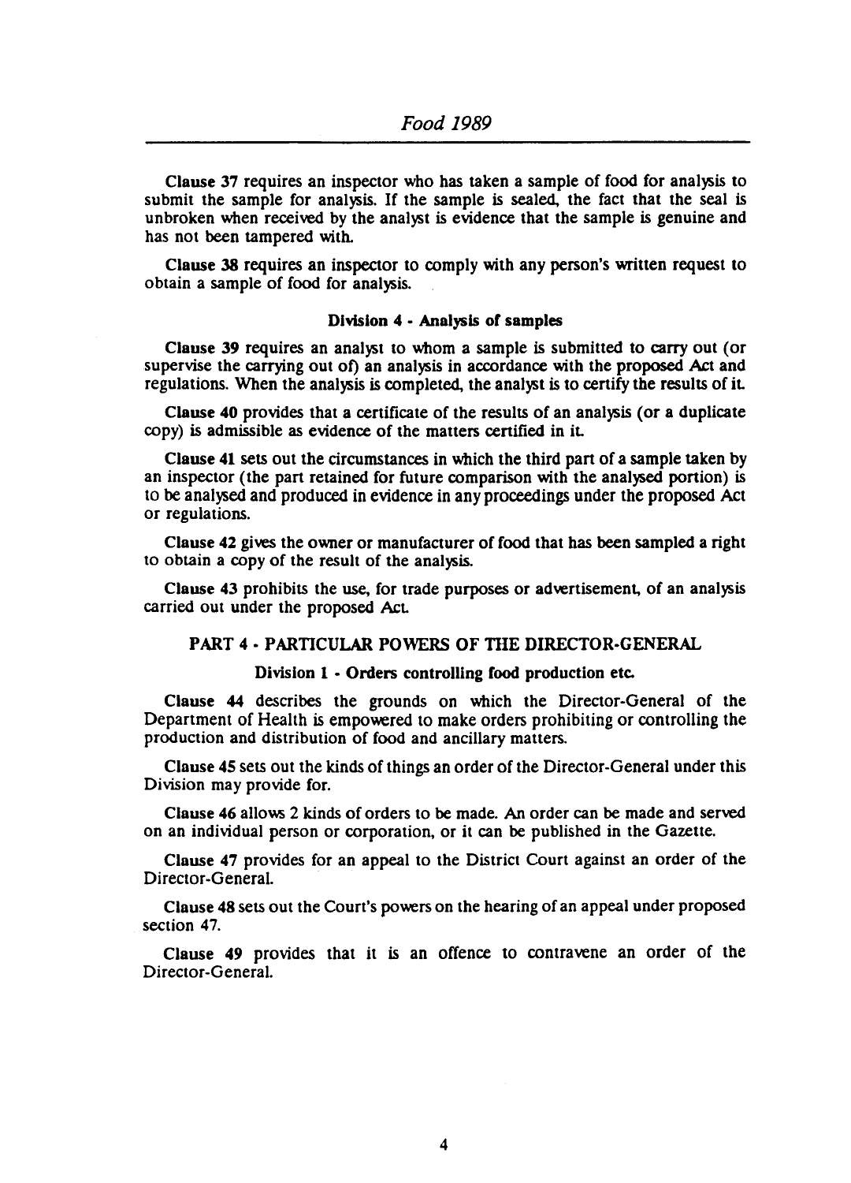**Clause 37** requires an inspector who has taken a sample of food for analysis to submit the sample for analysis. If the sample is sealed, the fact that the seal is unbroken when received by the analyst is evidence that the sample is genuine and has not been tampered with.

**Clause 38** requires an inspector to comply with any person's written request to obtain a sample of food for analysis.

#### Division 4 - Analysis of samples

**Clause 39** requires an analyst to whom a sample is submitted to carry out (or supervise the carrying out of) an analysis in accordance with the proposed Act and regulations. When the analysis is completed, the analyst is to certify the results of it.

**Clause 40** provides that a certificate of the results of an analysis (or a duplicate copy) is admissible as evidence of the matters certified in it.

**Clause 41** sets out the circumstances in which the third part of a sample taken by an inspector (the part retained for future comparison with the analysed portion) is to be analysed and produced in evidence in any proceedings under the proposed Act or regulations.

**Clause 42** gives the owner or manufacturer of food that has been sampled a right to obtain a copy of the result of the analysis.

**Clause 43** prohibits the use, for trade purposes or advertisement, of an analysis carried out under the proposed Act.

### PART 4 - PARTICULAR POWERS OF THE DIRECTOR-GENERAL

#### Division 1 - Orders controlling food production etc.

**Clause 44** describes the grounds on which the Director-General of the Department of Health is empowered to make orders prohibiting or controlling the production and distribution of food and ancillary matters.

**Clause 45** sets out the kinds of things an order of the Director-General under this Division may provide for.

**Clause 46** allows 2 kinds of orders to be made. An order can be made and served on an individual person or corporation, or it can be published in the Gazette.

**Clause 47** provides for an appeal to the District Court against an order of the Director-General.

**Clause 48** sets out the Court's powers on the hearing of an appeal under proposed section 47.

**Clause 49** provides that it is an offence to contravene an order of the Director-General.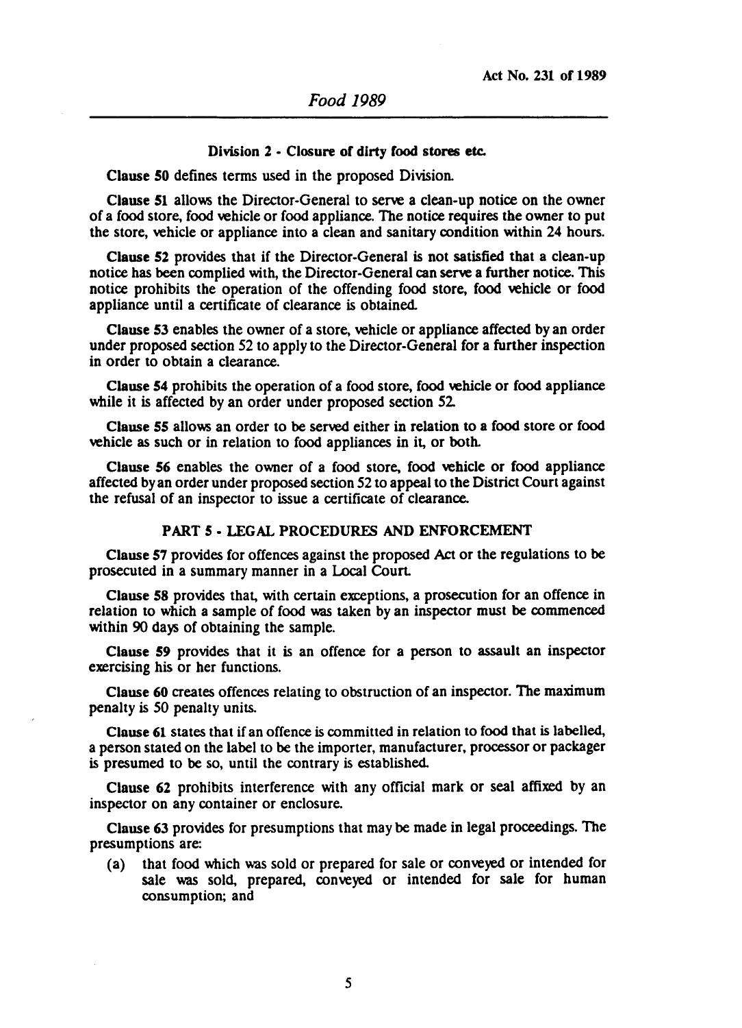#### Division 2 - Closure of dirty food stores etc.

Clause 50 defines terms used in the proposed Division.

Clause 51 allows the Director-General to serve a clean-up notice on the owner of a food store, food vehicle or food appliance. The notice requires the owner to put the store, vehicle or appliance into a clean and sanitary condition within 24 hours.

Clause 52 provides that if the Director-General is not satisfied that a clean-up notice has been complied with, the Director-General can serve a further notice. This notice prohibits the operation of the offending food store, food vehicle or food appliance until a certificate of clearance is obtained.

Clause 53 enables the owner of a store, vehicle or appliance affected by an order under proposed section 52 to apply to the Director-General for a further inspection in order to obtain a clearance.

Clause 54 prohibits the operation of a food store, food vehicle or food appliance while it is affected by an order under proposed section 52.

Clause 55 allows an order to be served either in relation to a food store or food vehicle as such or in relation to food appliances in it, or both.

Clause 56 enables the owner of a food store, food vehicle or food appliance affected by an order under proposed section 52 to appeal to the District Court against the refusal of an inspector to issue a certificate of clearance.

### PART 5 - LEGAL PROCEDURES AND ENFORCEMENT

Clause 57 provides for offences against the proposed Act or the regulations to be prosecuted in a summary manner in a Local Court.

Clause 58 provides that, with certain exceptions, a prosecution for an offence in relation to which a sample of food was taken by an inspector must be commenced within 90 days of obtaining the sample.

Clause 59 provides that it is an offence for a person to assault an inspector exercising his or her functions.

Clause 60 creates offences relating to obstruction of an inspector. The maximum penalty is 50 penalty units.

Clause 61 states that if an offence is committed in relation to food that is labelled, a person stated on the label to be the importer, manufacturer, processor or packager is presumed to be so, until the contrary is established.

Clause 62 prohibits interference with any official mark or seal affixed by an inspector on any container or enclosure.

Clause 63 provides for presumptions that may be made in legal proceedings. The presumptions are:

(a) that food which was sold or prepared for sale or conveyed or intended for sale was sold, prepared, conveyed or intended for sale for human consumption; and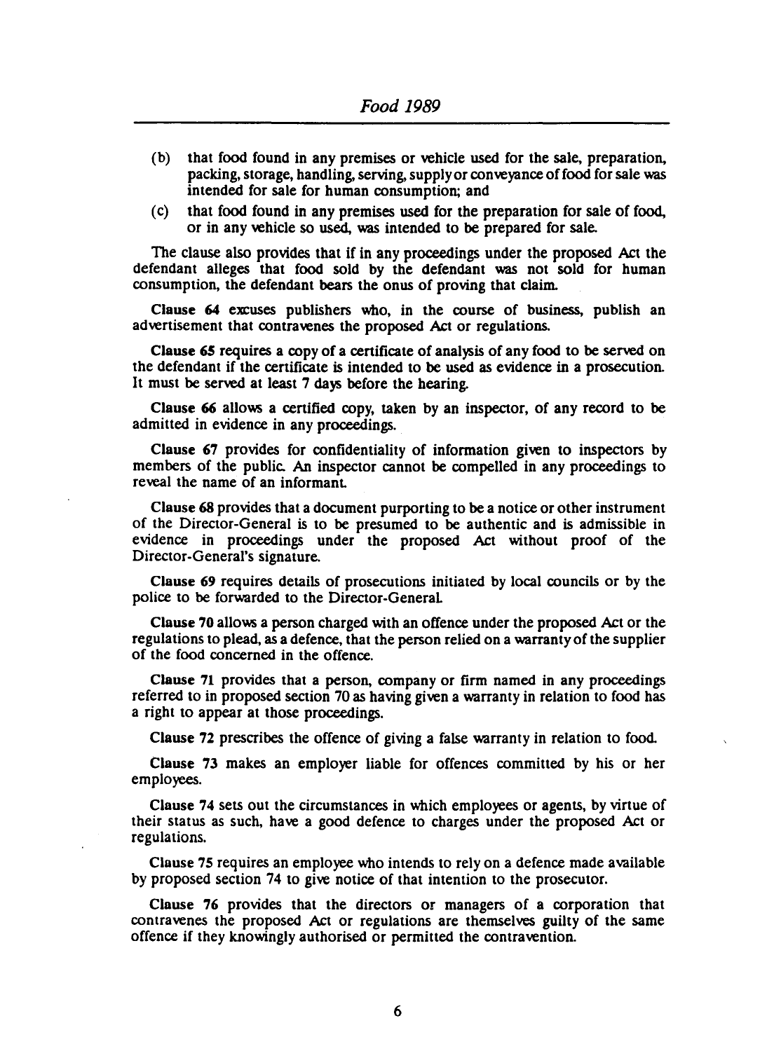(b) that food found in any premises or vehicle used for the sale, preparation, packing, storage, handling, serving, supply or conveyance of food for sale was intended for sale for human consumption; and

(c) that food found in any premises used for the preparation for sale of food, or in any vehicle so used, was intended to be prepared for sale.

The clause also provides that if in any proceedings under the proposed Act the defendant alleges that food sold by the defendant was not sold for human consumption, the defendant bears the onus of proving that claim.

**Clause 64** excuses publishers who, in the course of business, publish an advertisement that contravenes the proposed Act or regulations.

**Clause 65** requires a copy of a certificate of analysis of any food to be served on the defendant if the certificate is intended to be used as evidence in a prosecution. It must be served at least 7 days before the hearing.

**Clause 66** allows a certified copy, taken by an inspector, of any record to be admitted in evidence in any proceedings.

**Clause 67** provides for confidentiality of information given to inspectors by members of the public. An inspector cannot be compelled in any proceedings to reveal the name of an informant.

**Clause 68** provides that a document purporting to be a notice or other instrument of the Director-General is to be presumed to be authentic and is admissible in evidence in proceedings under the proposed Act without proof of the Director-General's signature.

**Clause 69** requires details of prosecutions initiated by local councils or by the police to be forwarded to the Director-General.

**Clause 70** allows a person charged with an offence under the proposed Act or the regulations to plead, as a defence, that the person relied on a warranty of the supplier of the food concerned in the offence.

**Clause 71** provides that a person, company or firm named in any proceedings referred to in proposed section 70 as having given a warranty in relation to food has a right to appear at those proceedings.

**Clause 72** prescribes the offence of giving a false warranty in relation to food.

**Clause 73** makes an employer liable for offences committed by his or her employees.

**Clause 74** sets out the circumstances in which employees or agents, by virtue of their status as such, have a good defence to charges under the proposed Act or regulations.

**Clause 75** requires an employee who intends to rely on a defence made available by proposed section 74 to give notice of that intention to the prosecutor.

**Clause 76** provides that the directors or managers of a corporation that contravenes the proposed Act or regulations are themselves guilty of the same offence if they knowingly authorised or permitted the contravention.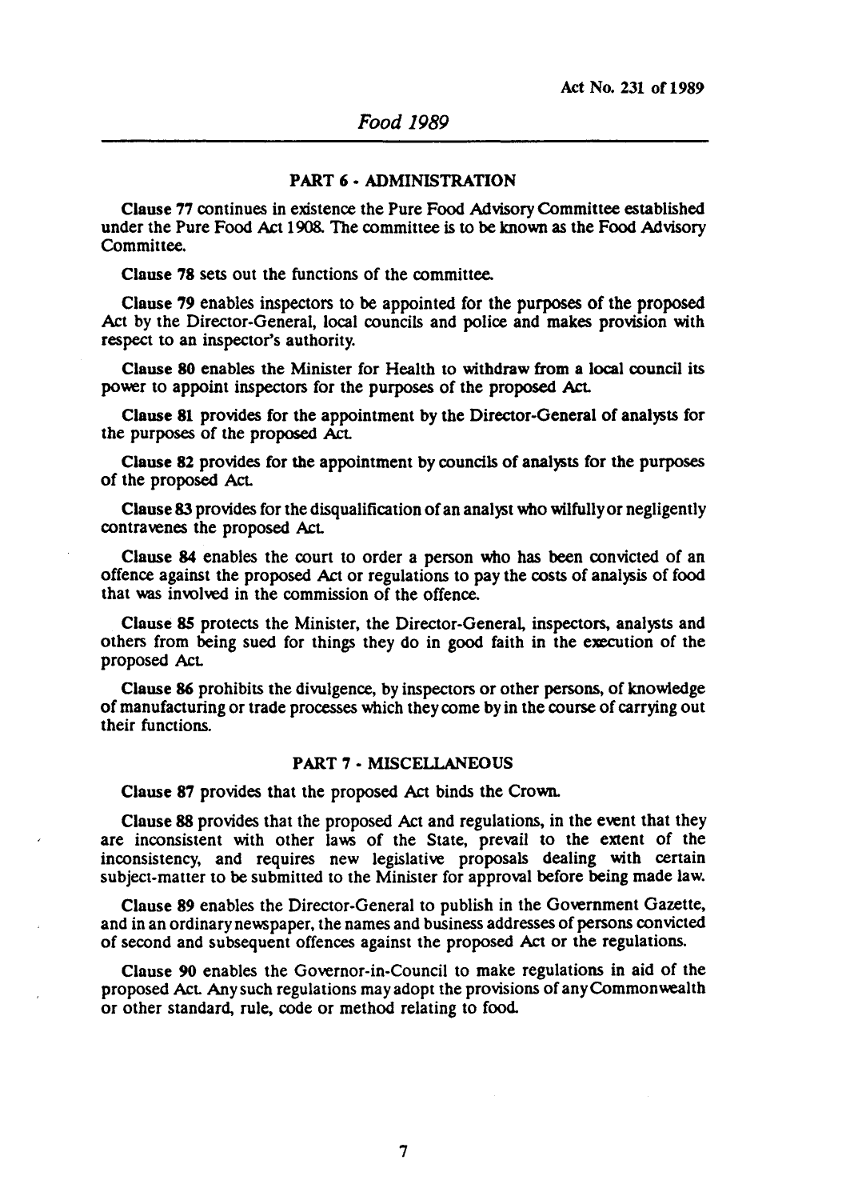## PART 6 - ADMINISTRATION

**Clause 77** continues in existence the Pure Food Advisory Committee established under the Pure Food Act 1908. The committee is to be known as the Food Advisory Committee.

**Clause 78** sets out the functions of the committee.

**Clause 79** enables inspectors to be appointed for the purposes of the proposed Act by the Director-General, local councils and police and makes provision with respect to an inspector's authority.

**Clause 80** enables the Minister for Health to withdraw from a local council its power to appoint inspectors for the purposes of the proposed Act.

**Clause 81** provides for the appointment by the Director-General of analysts for the purposes of the proposed Act.

**Clause 82** provides for the appointment by councils of analysts for the purposes of the proposed Act.

**Clause 83** provides for the disqualification of an analyst who wilfully or negligently contravenes the proposed Act.

**Clause 84** enables the court to order a person who has been convicted of an offence against the proposed Act or regulations to pay the costs of analysis of food that was involved in the commission of the offence.

**Clause 85** protects the Minister, the Director-General, inspectors, analysts and others from being sued for things they do in good faith in the execution of the proposed Act.

**Clause 86** prohibits the divulgence, by inspectors or other persons, of knowledge of manufacturing or trade processes which they come by in the course of carrying out their functions.

## PART 7 - MISCELLANEOUS

**Clause 87** provides that the proposed Act binds the Crown.

**Clause 88** provides that the proposed Act and regulations, in the event that they are inconsistent with other laws of the State, prevail to the extent of the inconsistency, and requires new legislative proposals dealing with certain subject-matter to be submitted to the Minister for approval before being made law.

**Clause 89** enables the Director-General to publish in the Government Gazette, and in an ordinary newspaper, the names and business addresses of persons convicted of second and subsequent offences against the proposed Act or the regulations.

**Clause 90** enables the Governor-in-Council to make regulations in aid of the proposed Act. Any such regulations may adopt the provisions of any Commonwealth or other standard, rule, code or method relating to food.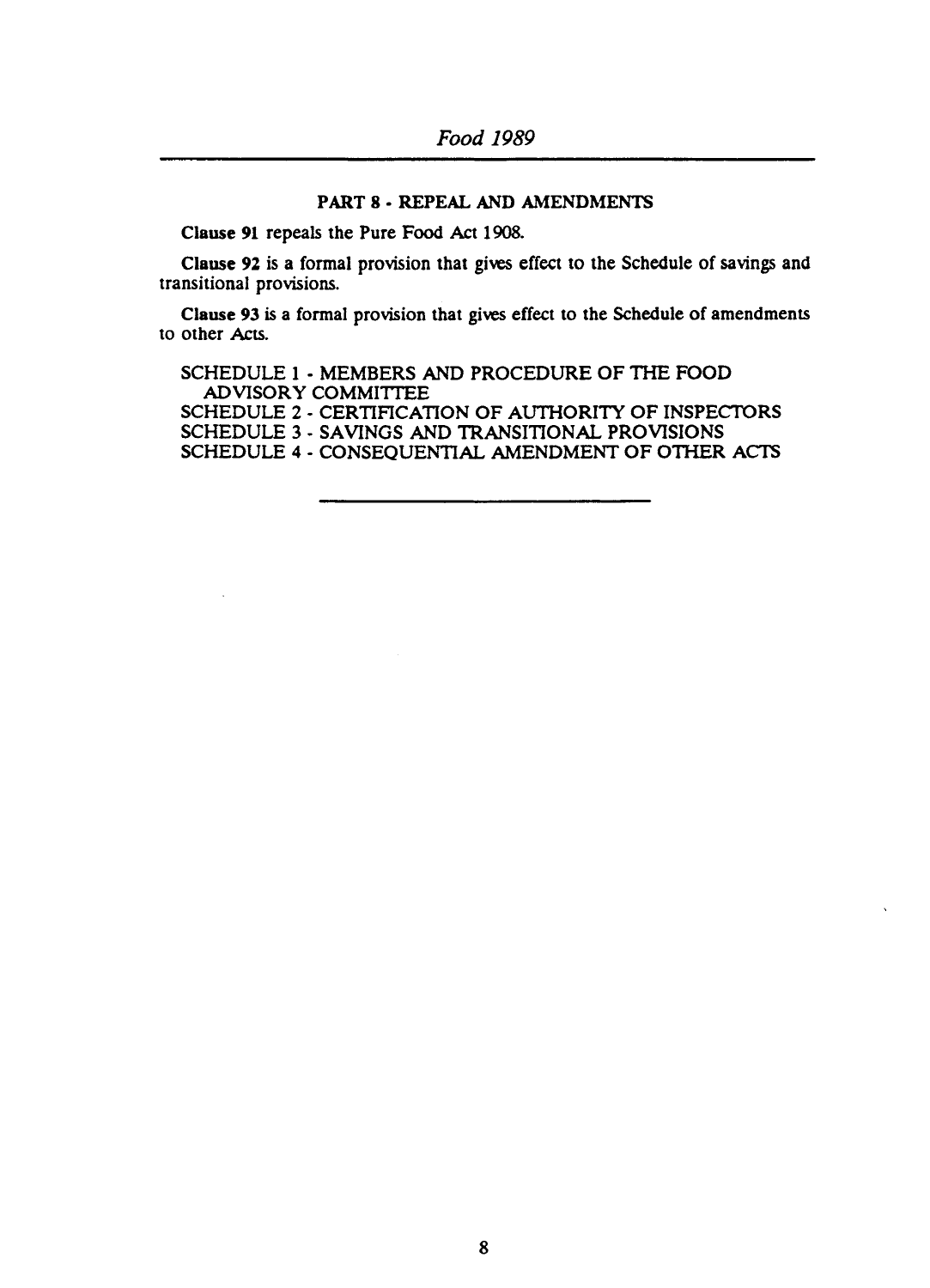## PART 8 - REPEAL AND AMENDMENTS

**Clause 91** repeals the Pure Food Act 1908.

**Clause 92** is a formal provision that gives effect to the Schedule of savings and transitional provisions.

**Clause 93** is a formal provision that gives effect to the Schedule of amendments to other Acts.

SCHEDULE 1 - MEMBERS AND PROCEDURE OF THE FOOD ADVISORY COMMITTEE
SCHEDULE 2 - CERTIFICATION OF AUTHORITY OF INSPECTORS
SCHEDULE 3 - SAVINGS AND TRANSITIONAL PROVISIONS
SCHEDULE 4 - CONSEQUENTIAL AMENDMENT OF OTHER ACTS